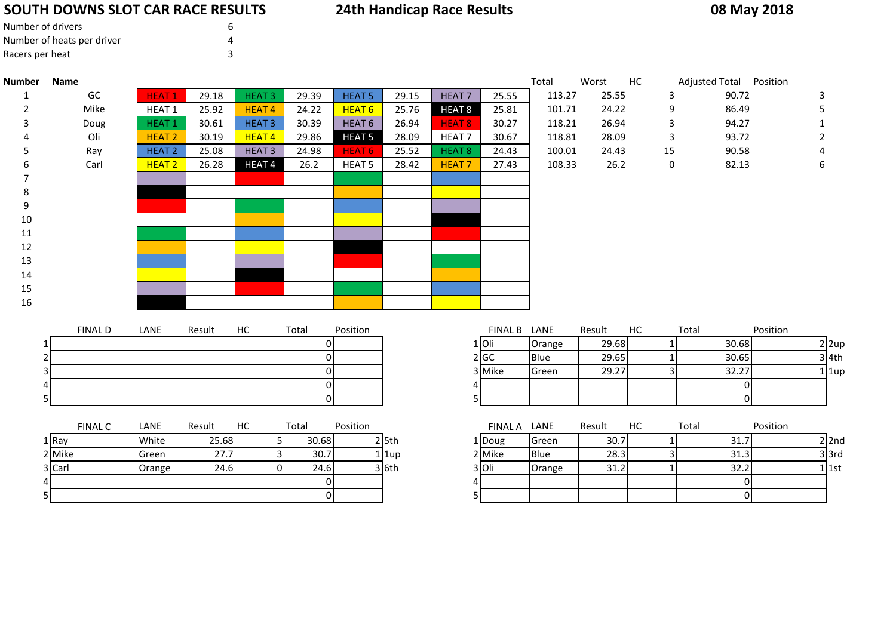# SOUTH DOWNS SLOT CAR RACE RESULTS

**24th Handicap Race Results** — **08 May 2018**

| | |
|---|---|
| Number of drivers | 6 |
| Number of heats per driver | 4 |
| Racers per heat | 3 |

| Number | Name | Heat | Time | Heat | Time | Heat | Time | Heat | Time | Total | Worst | HC | Adjusted Total | Position |
|---|---|---|---|---|---|---|---|---|---|---|---|---|---|---|
| 1 | GC | HEAT 1 | 29.18 | HEAT 3 | 29.39 | HEAT 5 | 29.15 | HEAT 7 | 25.55 | 113.27 | 25.55 | 3 | 90.72 | 3 |
| 2 | Mike | HEAT 1 | 25.92 | HEAT 4 | 24.22 | HEAT 6 | 25.76 | HEAT 8 | 25.81 | 101.71 | 24.22 | 9 | 86.49 | 5 |
| 3 | Doug | HEAT 1 | 30.61 | HEAT 3 | 30.39 | HEAT 6 | 26.94 | HEAT 8 | 30.27 | 118.21 | 26.94 | 3 | 94.27 | 1 |
| 4 | Oli | HEAT 2 | 30.19 | HEAT 4 | 29.86 | HEAT 5 | 28.09 | HEAT 7 | 30.67 | 118.81 | 28.09 | 3 | 93.72 | 2 |
| 5 | Ray | HEAT 2 | 25.08 | HEAT 3 | 24.98 | HEAT 6 | 25.52 | HEAT 8 | 24.43 | 100.01 | 24.43 | 15 | 90.58 | 4 |
| 6 | Carl | HEAT 2 | 26.28 | HEAT 4 | 26.2 | HEAT 5 | 28.42 | HEAT 7 | 27.43 | 108.33 | 26.2 | 0 | 82.13 | 6 |
| 7 | | | | | | | | | | | | | | |
| 8 | | | | | | | | | | | | | | |
| 9 | | | | | | | | | | | | | | |
| 10 | | | | | | | | | | | | | | |
| 11 | | | | | | | | | | | | | | |
| 12 | | | | | | | | | | | | | | |
| 13 | | | | | | | | | | | | | | |
| 14 | | | | | | | | | | | | | | |
| 15 | | | | | | | | | | | | | | |
| 16 | | | | | | | | | | | | | | |

| | FINAL D | LANE | Result | HC | Total | Position |
|---|---|---|---|---|---|---|
| 1 | | | | | 0 | |
| 2 | | | | | 0 | |
| 3 | | | | | 0 | |
| 4 | | | | | 0 | |
| 5 | | | | | 0 | |

| | FINAL B | LANE | Result | HC | Total | Position | |
|---|---|---|---|---|---|---|---|
| 1 | Oli | Orange | 29.68 | 1 | 30.68 | 2 | 2up |
| 2 | GC | Blue | 29.65 | 1 | 30.65 | 3 | 4th |
| 3 | Mike | Green | 29.27 | 3 | 32.27 | 1 | 1up |
| 4 | | | | | 0 | | |
| 5 | | | | | 0 | | |

| | FINAL C | LANE | Result | HC | Total | Position | |
|---|---|---|---|---|---|---|---|
| 1 | Ray | White | 25.68 | 5 | 30.68 | 2 | 5th |
| 2 | Mike | Green | 27.7 | 3 | 30.7 | 1 | 1up |
| 3 | Carl | Orange | 24.6 | 0 | 24.6 | 3 | 6th |
| 4 | | | | | 0 | | |
| 5 | | | | | 0 | | |

| | FINAL A | LANE | Result | HC | Total | Position | |
|---|---|---|---|---|---|---|---|
| 1 | Doug | Green | 30.7 | 1 | 31.7 | 2 | 2nd |
| 2 | Mike | Blue | 28.3 | 3 | 31.3 | 3 | 3rd |
| 3 | Oli | Orange | 31.2 | 1 | 32.2 | 1 | 1st |
| 4 | | | | | 0 | | |
| 5 | | | | | 0 | | |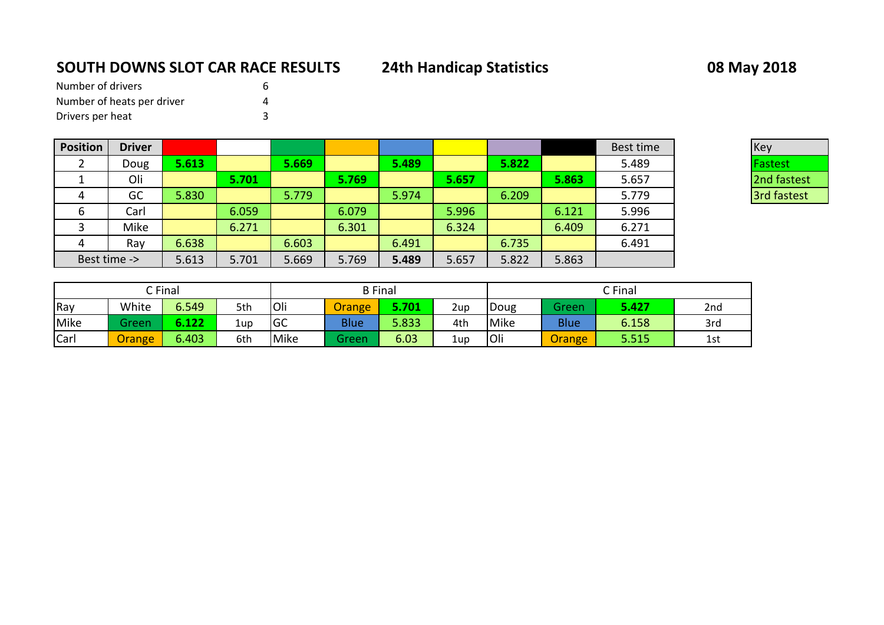**SOUTH DOWNS SLOT CAR RACE RESULTS** **24th Handicap Statistics** **08 May 2018**

| | |
|---|---|
| Number of drivers | 6 |
| Number of heats per driver | 4 |
| Drivers per heat | 3 |

| Position | Driver | Red | White | Green | Orange | Blue | Yellow | Purple | Black | Best time |
|---|---|---|---|---|---|---|---|---|---|---|
| 2 | Doug | **5.613** | | **5.669** | | **5.489** | | **5.822** | | 5.489 |
| 1 | Oli | | **5.701** | | **5.769** | | **5.657** | | **5.863** | 5.657 |
| 4 | GC | 5.830 | | 5.779 | | 5.974 | | 6.209 | | 5.779 |
| 6 | Carl | | 6.059 | | 6.079 | | 5.996 | | 6.121 | 5.996 |
| 3 | Mike | | 6.271 | | 6.301 | | 6.324 | | 6.409 | 6.271 |
| 4 | Ray | 6.638 | | 6.603 | | 6.491 | | 6.735 | | 6.491 |
| Best time -> | | 5.613 | 5.701 | 5.669 | 5.769 | **5.489** | 5.657 | 5.822 | 5.863 | |

| Key |
|---|
| Fastest |
| 2nd fastest |
| 3rd fastest |

| C Final | | | | B Final | | | | C Final | | | |
|---|---|---|---|---|---|---|---|---|---|---|---|
| Ray | White | 6.549 | 5th | Oli | Orange | **5.701** | 2up | Doug | Green | **5.427** | 2nd |
| Mike | Green | **6.122** | 1up | GC | Blue | 5.833 | 4th | Mike | Blue | 6.158 | 3rd |
| Carl | Orange | 6.403 | 6th | Mike | Green | 6.03 | 1up | Oli | Orange | 5.515 | 1st |